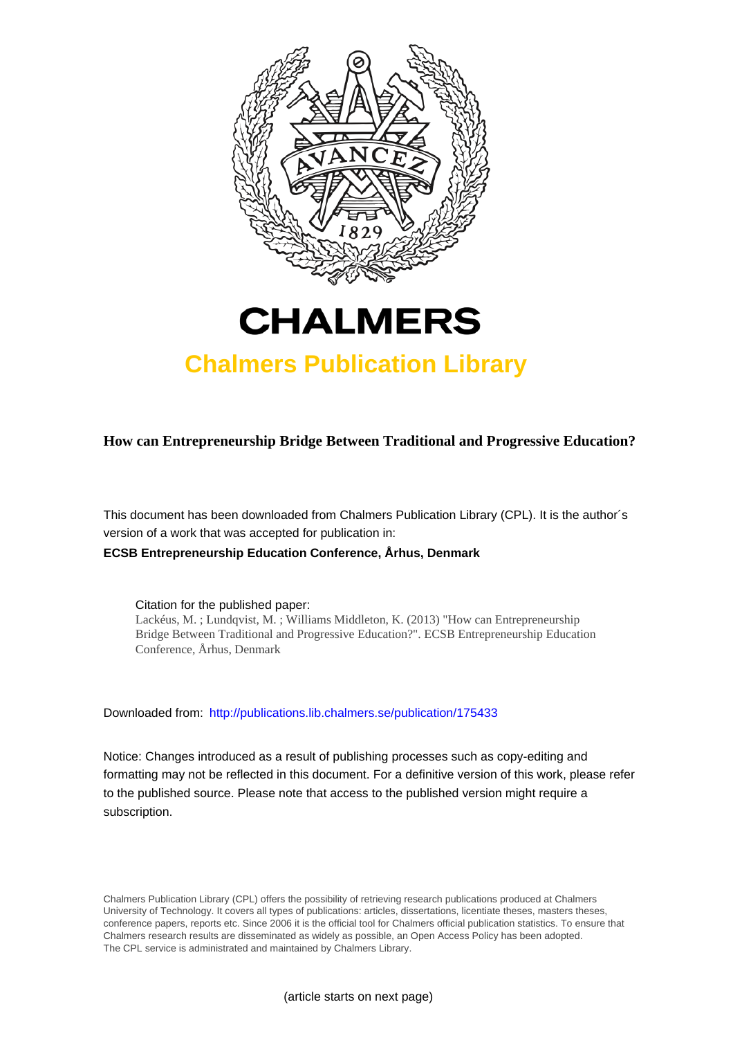# CHALMERS

## Chalmers Publication Library

**How can Entrepreneurship Bridge Between Traditional and Progressive Education?**

This document has been downloaded from Chalmers Publication Library (CPL). It is the author´s version of a work that was accepted for publication in:

**ECSB Entrepreneurship Education Conference, Århus, Denmark**

Citation for the published paper:
Lackéus, M. ; Lundqvist, M. ; Williams Middleton, K. (2013) "How can Entrepreneurship Bridge Between Traditional and Progressive Education?". ECSB Entrepreneurship Education Conference, Århus, Denmark

Downloaded from: http://publications.lib.chalmers.se/publication/175433

Notice: Changes introduced as a result of publishing processes such as copy-editing and formatting may not be reflected in this document. For a definitive version of this work, please refer to the published source. Please note that access to the published version might require a subscription.

Chalmers Publication Library (CPL) offers the possibility of retrieving research publications produced at Chalmers University of Technology. It covers all types of publications: articles, dissertations, licentiate theses, masters theses, conference papers, reports etc. Since 2006 it is the official tool for Chalmers official publication statistics. To ensure that Chalmers research results are disseminated as widely as possible, an Open Access Policy has been adopted. The CPL service is administrated and maintained by Chalmers Library.

(article starts on next page)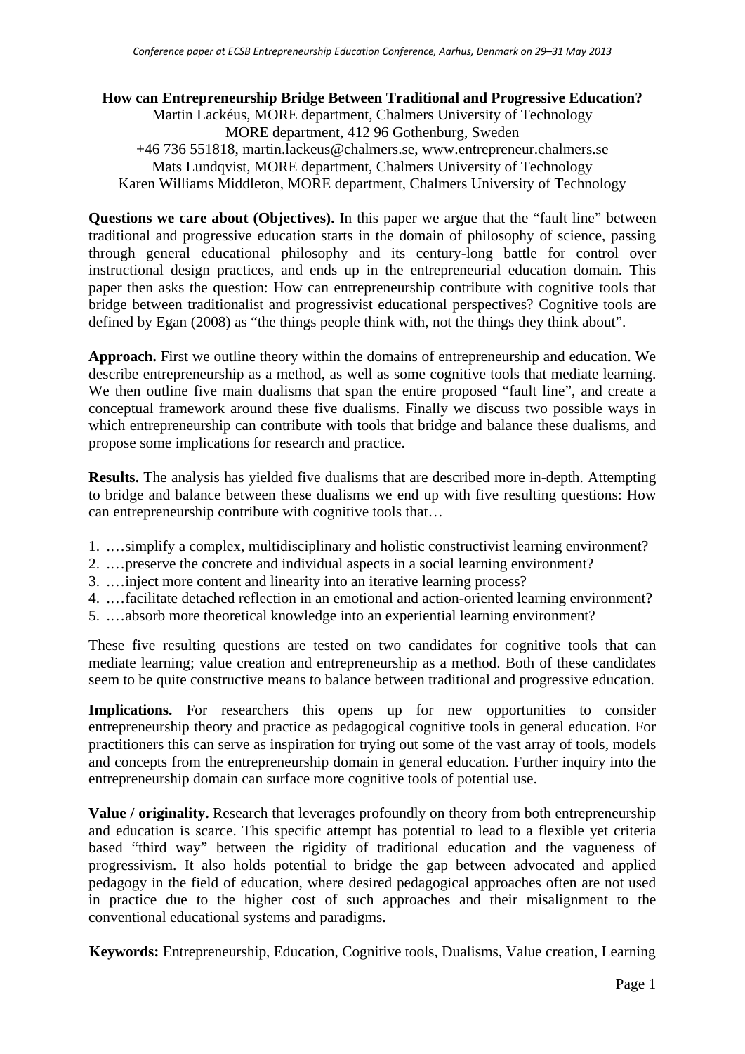**How can Entrepreneurship Bridge Between Traditional and Progressive Education?**

Martin Lackéus, MORE department, Chalmers University of Technology
MORE department, 412 96 Gothenburg, Sweden
+46 736 551818, martin.lackeus@chalmers.se, www.entrepreneur.chalmers.se
Mats Lundqvist, MORE department, Chalmers University of Technology
Karen Williams Middleton, MORE department, Chalmers University of Technology

**Questions we care about (Objectives).** In this paper we argue that the "fault line" between traditional and progressive education starts in the domain of philosophy of science, passing through general educational philosophy and its century-long battle for control over instructional design practices, and ends up in the entrepreneurial education domain. This paper then asks the question: How can entrepreneurship contribute with cognitive tools that bridge between traditionalist and progressivist educational perspectives? Cognitive tools are defined by Egan (2008) as "the things people think with, not the things they think about".

**Approach.** First we outline theory within the domains of entrepreneurship and education. We describe entrepreneurship as a method, as well as some cognitive tools that mediate learning. We then outline five main dualisms that span the entire proposed "fault line", and create a conceptual framework around these five dualisms. Finally we discuss two possible ways in which entrepreneurship can contribute with tools that bridge and balance these dualisms, and propose some implications for research and practice.

**Results.** The analysis has yielded five dualisms that are described more in-depth. Attempting to bridge and balance between these dualisms we end up with five resulting questions: How can entrepreneurship contribute with cognitive tools that…

1. .…simplify a complex, multidisciplinary and holistic constructivist learning environment?
2. .…preserve the concrete and individual aspects in a social learning environment?
3. .…inject more content and linearity into an iterative learning process?
4. .…facilitate detached reflection in an emotional and action-oriented learning environment?
5. .…absorb more theoretical knowledge into an experiential learning environment?

These five resulting questions are tested on two candidates for cognitive tools that can mediate learning; value creation and entrepreneurship as a method. Both of these candidates seem to be quite constructive means to balance between traditional and progressive education.

**Implications.** For researchers this opens up for new opportunities to consider entrepreneurship theory and practice as pedagogical cognitive tools in general education. For practitioners this can serve as inspiration for trying out some of the vast array of tools, models and concepts from the entrepreneurship domain in general education. Further inquiry into the entrepreneurship domain can surface more cognitive tools of potential use.

**Value / originality.** Research that leverages profoundly on theory from both entrepreneurship and education is scarce. This specific attempt has potential to lead to a flexible yet criteria based "third way" between the rigidity of traditional education and the vagueness of progressivism. It also holds potential to bridge the gap between advocated and applied pedagogy in the field of education, where desired pedagogical approaches often are not used in practice due to the higher cost of such approaches and their misalignment to the conventional educational systems and paradigms.

**Keywords:** Entrepreneurship, Education, Cognitive tools, Dualisms, Value creation, Learning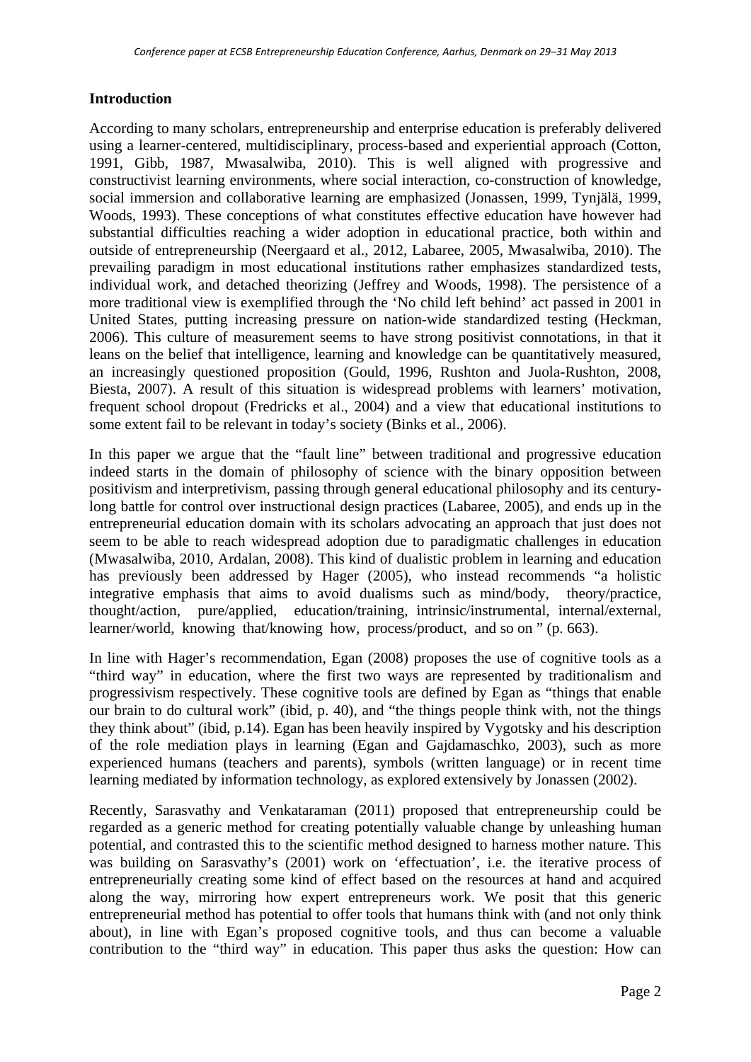## Introduction

According to many scholars, entrepreneurship and enterprise education is preferably delivered using a learner-centered, multidisciplinary, process-based and experiential approach (Cotton, 1991, Gibb, 1987, Mwasalwiba, 2010). This is well aligned with progressive and constructivist learning environments, where social interaction, co-construction of knowledge, social immersion and collaborative learning are emphasized (Jonassen, 1999, Tynjälä, 1999, Woods, 1993). These conceptions of what constitutes effective education have however had substantial difficulties reaching a wider adoption in educational practice, both within and outside of entrepreneurship (Neergaard et al., 2012, Labaree, 2005, Mwasalwiba, 2010). The prevailing paradigm in most educational institutions rather emphasizes standardized tests, individual work, and detached theorizing (Jeffrey and Woods, 1998). The persistence of a more traditional view is exemplified through the 'No child left behind' act passed in 2001 in United States, putting increasing pressure on nation-wide standardized testing (Heckman, 2006). This culture of measurement seems to have strong positivist connotations, in that it leans on the belief that intelligence, learning and knowledge can be quantitatively measured, an increasingly questioned proposition (Gould, 1996, Rushton and Juola-Rushton, 2008, Biesta, 2007). A result of this situation is widespread problems with learners' motivation, frequent school dropout (Fredricks et al., 2004) and a view that educational institutions to some extent fail to be relevant in today's society (Binks et al., 2006).

In this paper we argue that the "fault line" between traditional and progressive education indeed starts in the domain of philosophy of science with the binary opposition between positivism and interpretivism, passing through general educational philosophy and its century-long battle for control over instructional design practices (Labaree, 2005), and ends up in the entrepreneurial education domain with its scholars advocating an approach that just does not seem to be able to reach widespread adoption due to paradigmatic challenges in education (Mwasalwiba, 2010, Ardalan, 2008). This kind of dualistic problem in learning and education has previously been addressed by Hager (2005), who instead recommends "a holistic integrative emphasis that aims to avoid dualisms such as mind/body, theory/practice, thought/action, pure/applied, education/training, intrinsic/instrumental, internal/external, learner/world, knowing that/knowing how, process/product, and so on " (p. 663).

In line with Hager's recommendation, Egan (2008) proposes the use of cognitive tools as a "third way" in education, where the first two ways are represented by traditionalism and progressivism respectively. These cognitive tools are defined by Egan as "things that enable our brain to do cultural work" (ibid, p. 40), and "the things people think with, not the things they think about" (ibid, p.14). Egan has been heavily inspired by Vygotsky and his description of the role mediation plays in learning (Egan and Gajdamaschko, 2003), such as more experienced humans (teachers and parents), symbols (written language) or in recent time learning mediated by information technology, as explored extensively by Jonassen (2002).

Recently, Sarasvathy and Venkataraman (2011) proposed that entrepreneurship could be regarded as a generic method for creating potentially valuable change by unleashing human potential, and contrasted this to the scientific method designed to harness mother nature. This was building on Sarasvathy's (2001) work on 'effectuation', i.e. the iterative process of entrepreneurially creating some kind of effect based on the resources at hand and acquired along the way, mirroring how expert entrepreneurs work. We posit that this generic entrepreneurial method has potential to offer tools that humans think with (and not only think about), in line with Egan's proposed cognitive tools, and thus can become a valuable contribution to the "third way" in education. This paper thus asks the question: How can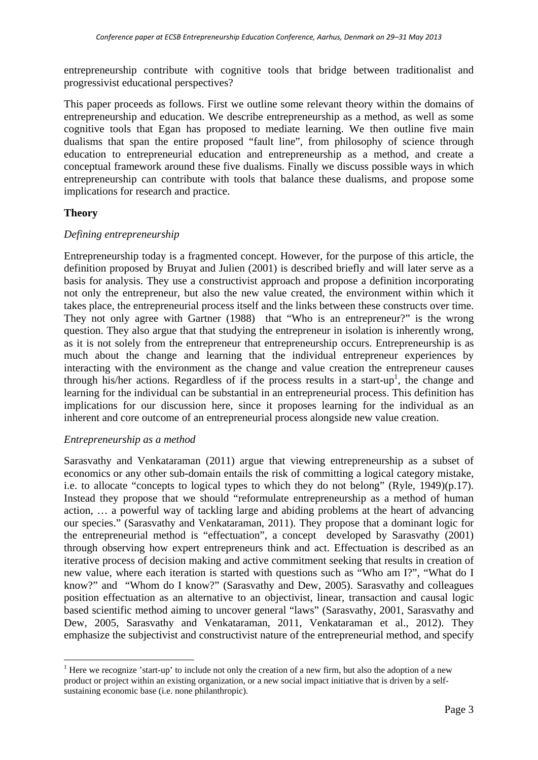entrepreneurship contribute with cognitive tools that bridge between traditionalist and progressivist educational perspectives?

This paper proceeds as follows. First we outline some relevant theory within the domains of entrepreneurship and education. We describe entrepreneurship as a method, as well as some cognitive tools that Egan has proposed to mediate learning. We then outline five main dualisms that span the entire proposed "fault line", from philosophy of science through education to entrepreneurial education and entrepreneurship as a method, and create a conceptual framework around these five dualisms. Finally we discuss possible ways in which entrepreneurship can contribute with tools that balance these dualisms, and propose some implications for research and practice.

## Theory

### *Defining entrepreneurship*

Entrepreneurship today is a fragmented concept. However, for the purpose of this article, the definition proposed by Bruyat and Julien (2001) is described briefly and will later serve as a basis for analysis. They use a constructivist approach and propose a definition incorporating not only the entrepreneur, but also the new value created, the environment within which it takes place, the entrepreneurial process itself and the links between these constructs over time. They not only agree with Gartner (1988) that "Who is an entrepreneur?" is the wrong question. They also argue that that studying the entrepreneur in isolation is inherently wrong, as it is not solely from the entrepreneur that entrepreneurship occurs. Entrepreneurship is as much about the change and learning that the individual entrepreneur experiences by interacting with the environment as the change and value creation the entrepreneur causes through his/her actions. Regardless of if the process results in a start-up[1], the change and learning for the individual can be substantial in an entrepreneurial process. This definition has implications for our discussion here, since it proposes learning for the individual as an inherent and core outcome of an entrepreneurial process alongside new value creation.

### *Entrepreneurship as a method*

Sarasvathy and Venkataraman (2011) argue that viewing entrepreneurship as a subset of economics or any other sub-domain entails the risk of committing a logical category mistake, i.e. to allocate "concepts to logical types to which they do not belong" (Ryle, 1949)(p.17). Instead they propose that we should "reformulate entrepreneurship as a method of human action, … a powerful way of tackling large and abiding problems at the heart of advancing our species." (Sarasvathy and Venkataraman, 2011). They propose that a dominant logic for the entrepreneurial method is "effectuation", a concept developed by Sarasvathy (2001) through observing how expert entrepreneurs think and act. Effectuation is described as an iterative process of decision making and active commitment seeking that results in creation of new value, where each iteration is started with questions such as "Who am I?", "What do I know?" and "Whom do I know?" (Sarasvathy and Dew, 2005). Sarasvathy and colleagues position effectuation as an alternative to an objectivist, linear, transaction and causal logic based scientific method aiming to uncover general "laws" (Sarasvathy, 2001, Sarasvathy and Dew, 2005, Sarasvathy and Venkataraman, 2011, Venkataraman et al., 2012). They emphasize the subjectivist and constructivist nature of the entrepreneurial method, and specify

[1] Here we recognize 'start-up' to include not only the creation of a new firm, but also the adoption of a new product or project within an existing organization, or a new social impact initiative that is driven by a self-sustaining economic base (i.e. none philanthropic).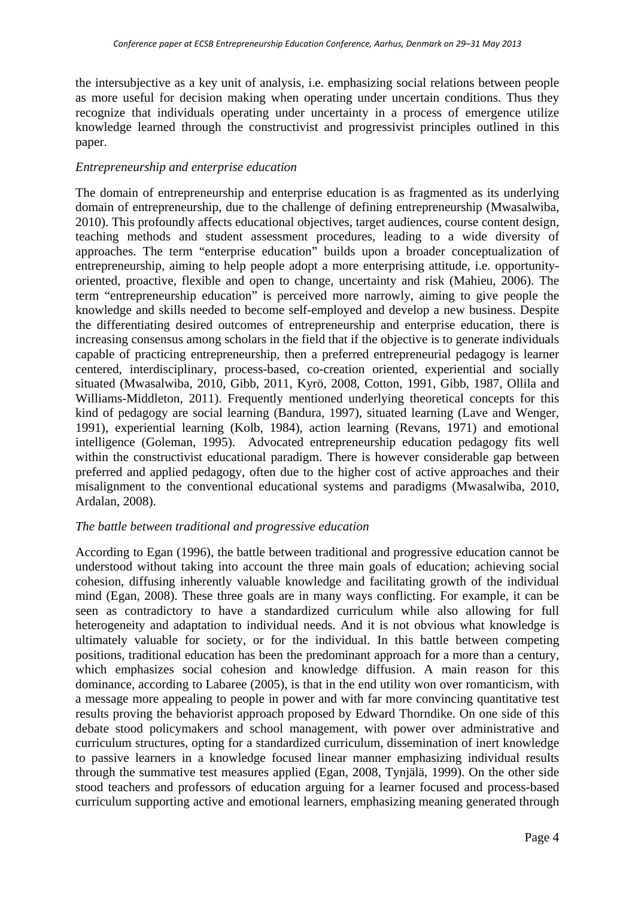the intersubjective as a key unit of analysis, i.e. emphasizing social relations between people as more useful for decision making when operating under uncertain conditions. Thus they recognize that individuals operating under uncertainty in a process of emergence utilize knowledge learned through the constructivist and progressivist principles outlined in this paper.

*Entrepreneurship and enterprise education*

The domain of entrepreneurship and enterprise education is as fragmented as its underlying domain of entrepreneurship, due to the challenge of defining entrepreneurship (Mwasalwiba, 2010). This profoundly affects educational objectives, target audiences, course content design, teaching methods and student assessment procedures, leading to a wide diversity of approaches. The term "enterprise education" builds upon a broader conceptualization of entrepreneurship, aiming to help people adopt a more enterprising attitude, i.e. opportunity-oriented, proactive, flexible and open to change, uncertainty and risk (Mahieu, 2006). The term "entrepreneurship education" is perceived more narrowly, aiming to give people the knowledge and skills needed to become self-employed and develop a new business. Despite the differentiating desired outcomes of entrepreneurship and enterprise education, there is increasing consensus among scholars in the field that if the objective is to generate individuals capable of practicing entrepreneurship, then a preferred entrepreneurial pedagogy is learner centered, interdisciplinary, process-based, co-creation oriented, experiential and socially situated (Mwasalwiba, 2010, Gibb, 2011, Kyrö, 2008, Cotton, 1991, Gibb, 1987, Ollila and Williams-Middleton, 2011). Frequently mentioned underlying theoretical concepts for this kind of pedagogy are social learning (Bandura, 1997), situated learning (Lave and Wenger, 1991), experiential learning (Kolb, 1984), action learning (Revans, 1971) and emotional intelligence (Goleman, 1995). Advocated entrepreneurship education pedagogy fits well within the constructivist educational paradigm. There is however considerable gap between preferred and applied pedagogy, often due to the higher cost of active approaches and their misalignment to the conventional educational systems and paradigms (Mwasalwiba, 2010, Ardalan, 2008).

*The battle between traditional and progressive education*

According to Egan (1996), the battle between traditional and progressive education cannot be understood without taking into account the three main goals of education; achieving social cohesion, diffusing inherently valuable knowledge and facilitating growth of the individual mind (Egan, 2008). These three goals are in many ways conflicting. For example, it can be seen as contradictory to have a standardized curriculum while also allowing for full heterogeneity and adaptation to individual needs. And it is not obvious what knowledge is ultimately valuable for society, or for the individual. In this battle between competing positions, traditional education has been the predominant approach for a more than a century, which emphasizes social cohesion and knowledge diffusion. A main reason for this dominance, according to Labaree (2005), is that in the end utility won over romanticism, with a message more appealing to people in power and with far more convincing quantitative test results proving the behaviorist approach proposed by Edward Thorndike. On one side of this debate stood policymakers and school management, with power over administrative and curriculum structures, opting for a standardized curriculum, dissemination of inert knowledge to passive learners in a knowledge focused linear manner emphasizing individual results through the summative test measures applied (Egan, 2008, Tynjälä, 1999). On the other side stood teachers and professors of education arguing for a learner focused and process-based curriculum supporting active and emotional learners, emphasizing meaning generated through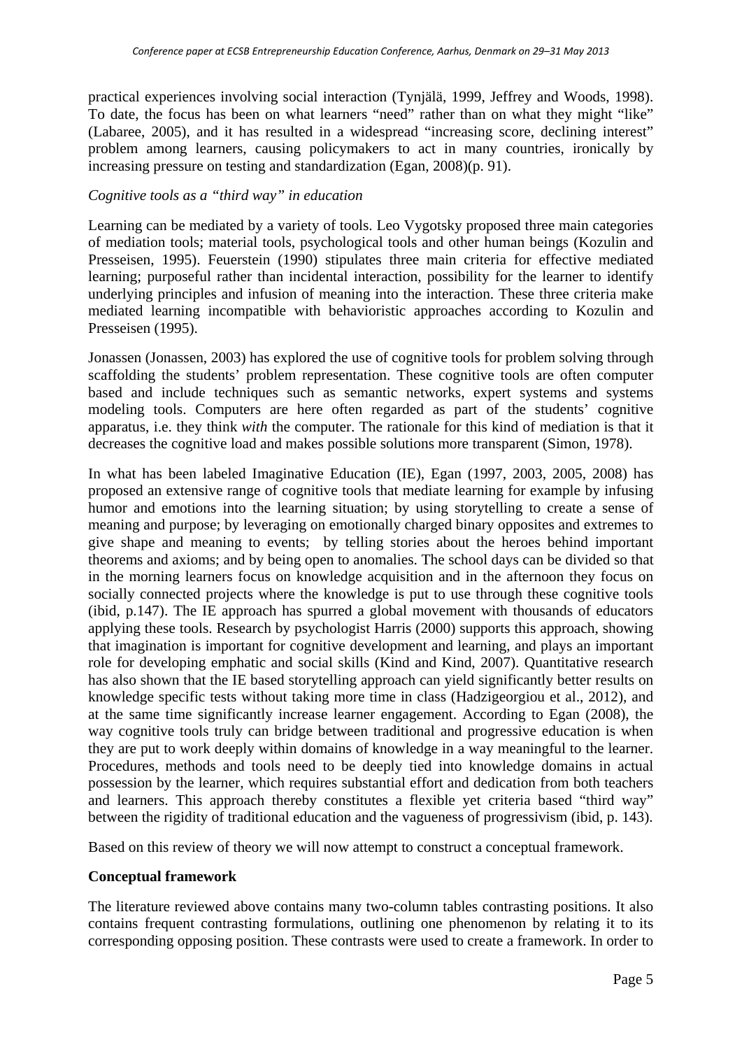practical experiences involving social interaction (Tynjälä, 1999, Jeffrey and Woods, 1998). To date, the focus has been on what learners "need" rather than on what they might "like" (Labaree, 2005), and it has resulted in a widespread "increasing score, declining interest" problem among learners, causing policymakers to act in many countries, ironically by increasing pressure on testing and standardization (Egan, 2008)(p. 91).

*Cognitive tools as a "third way" in education*

Learning can be mediated by a variety of tools. Leo Vygotsky proposed three main categories of mediation tools; material tools, psychological tools and other human beings (Kozulin and Presseisen, 1995). Feuerstein (1990) stipulates three main criteria for effective mediated learning; purposeful rather than incidental interaction, possibility for the learner to identify underlying principles and infusion of meaning into the interaction. These three criteria make mediated learning incompatible with behavioristic approaches according to Kozulin and Presseisen (1995).

Jonassen (Jonassen, 2003) has explored the use of cognitive tools for problem solving through scaffolding the students' problem representation. These cognitive tools are often computer based and include techniques such as semantic networks, expert systems and systems modeling tools. Computers are here often regarded as part of the students' cognitive apparatus, i.e. they think *with* the computer. The rationale for this kind of mediation is that it decreases the cognitive load and makes possible solutions more transparent (Simon, 1978).

In what has been labeled Imaginative Education (IE), Egan (1997, 2003, 2005, 2008) has proposed an extensive range of cognitive tools that mediate learning for example by infusing humor and emotions into the learning situation; by using storytelling to create a sense of meaning and purpose; by leveraging on emotionally charged binary opposites and extremes to give shape and meaning to events; by telling stories about the heroes behind important theorems and axioms; and by being open to anomalies. The school days can be divided so that in the morning learners focus on knowledge acquisition and in the afternoon they focus on socially connected projects where the knowledge is put to use through these cognitive tools (ibid, p.147). The IE approach has spurred a global movement with thousands of educators applying these tools. Research by psychologist Harris (2000) supports this approach, showing that imagination is important for cognitive development and learning, and plays an important role for developing emphatic and social skills (Kind and Kind, 2007). Quantitative research has also shown that the IE based storytelling approach can yield significantly better results on knowledge specific tests without taking more time in class (Hadzigeorgiou et al., 2012), and at the same time significantly increase learner engagement. According to Egan (2008), the way cognitive tools truly can bridge between traditional and progressive education is when they are put to work deeply within domains of knowledge in a way meaningful to the learner. Procedures, methods and tools need to be deeply tied into knowledge domains in actual possession by the learner, which requires substantial effort and dedication from both teachers and learners. This approach thereby constitutes a flexible yet criteria based "third way" between the rigidity of traditional education and the vagueness of progressivism (ibid, p. 143).

Based on this review of theory we will now attempt to construct a conceptual framework.

**Conceptual framework**

The literature reviewed above contains many two-column tables contrasting positions. It also contains frequent contrasting formulations, outlining one phenomenon by relating it to its corresponding opposing position. These contrasts were used to create a framework. In order to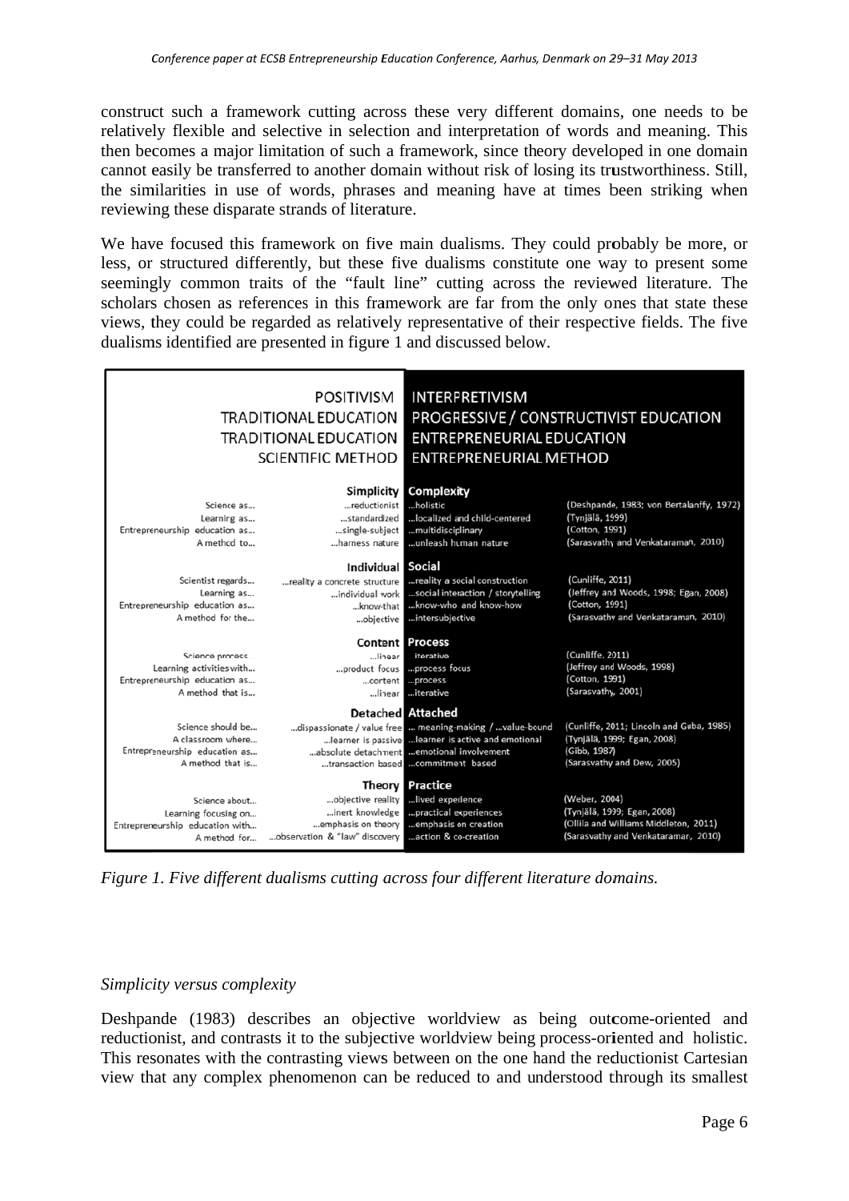construct such a framework cutting across these very different domains, one needs to be relatively flexible and selective in selection and interpretation of words and meaning. This then becomes a major limitation of such a framework, since theory developed in one domain cannot easily be transferred to another domain without risk of losing its trustworthiness. Still, the similarities in use of words, phrases and meaning have at times been striking when reviewing these disparate strands of literature.

We have focused this framework on five main dualisms. They could probably be more, or less, or structured differently, but these five dualisms constitute one way to present some seemingly common traits of the "fault line" cutting across the reviewed literature. The scholars chosen as references in this framework are far from the only ones that state these views, they could be regarded as relatively representative of their respective fields. The five dualisms identified are presented in figure 1 and discussed below.

| | POSITIVISM<br>TRADITIONAL EDUCATION<br>TRADITIONAL EDUCATION<br>SCIENTIFIC METHOD | INTERPRETIVISM<br>PROGRESSIVE / CONSTRUCTIVIST EDUCATION<br>ENTREPRENEURIAL EDUCATION<br>ENTREPRENEURIAL METHOD | |
|---|---|---|---|
| | **Simplicity** | **Complexity** | |
| Science as... | ...reductionist | ...holistic | (Deshpande, 1983; von Bertalanffy, 1972) |
| Learning as... | ...standardized | ...localized and child-centered | (Tynjälä, 1999) |
| Entrepreneurship education as... | ...single-subject | ...multidisciplinary | (Cotton, 1991) |
| A method to... | ...harness nature | ...unleash human nature | (Sarasvathy and Venkataraman, 2010) |
| | **Individual** | **Social** | |
| Scientist regards... | ...reality a concrete structure | ...reality a social construction | (Cunliffe, 2011) |
| Learning as... | ...individual work | ...social interaction / storytelling | (Jeffrey and Woods, 1998; Egan, 2008) |
| Entrepreneurship education as... | ...know-that | ...know-who and know-how | (Cotton, 1991) |
| A method for the... | ...objective | ...intersubjective | (Sarasvathy and Venkataraman, 2010) |
| | **Content** | **Process** | |
| Science process... | ...linear | ...iterative | (Cunliffe, 2011) |
| Learning activities with... | ...product focus | ...process focus | (Jeffrey and Woods, 1998) |
| Entrepreneurship education as... | ...content | ...process | (Cotton, 1991) |
| A method that is... | ...linear | ...iterative | (Sarasvathy, 2001) |
| | **Detached** | **Attached** | |
| Science should be... | ...dispassionate / value free | ... meaning-making / ...value-bound | (Cunliffe, 2011; Lincoln and Guba, 1985) |
| A classroom where... | ...learner is passive | ...learner is active and emotional | (Tynjälä, 1999; Egan, 2008) |
| Entrepreneurship education as... | ...absolute detachment | ...emotional involvement | (Gibb, 1987) |
| A method that is... | ...transaction based | ...commitment based | (Sarasvathy and Dew, 2005) |
| | **Theory** | **Practice** | |
| Science about... | ...objective reality | ...lived experience | (Weber, 2004) |
| Learning focusing on... | ...inert knowledge | ...practical experiences | (Tynjälä, 1999; Egan, 2008) |
| Entrepreneurship education with... | ...emphasis on theory | ...emphasis on creation | (Ollila and Williams Middleton, 2011) |
| A method for... | ...observation & "law" discovery | ...action & co-creation | (Sarasvathy and Venkataraman, 2010) |

*Figure 1. Five different dualisms cutting across four different literature domains.*

*Simplicity versus complexity*

Deshpande (1983) describes an objective worldview as being outcome-oriented and reductionist, and contrasts it to the subjective worldview being process-oriented and holistic. This resonates with the contrasting views between on the one hand the reductionist Cartesian view that any complex phenomenon can be reduced to and understood through its smallest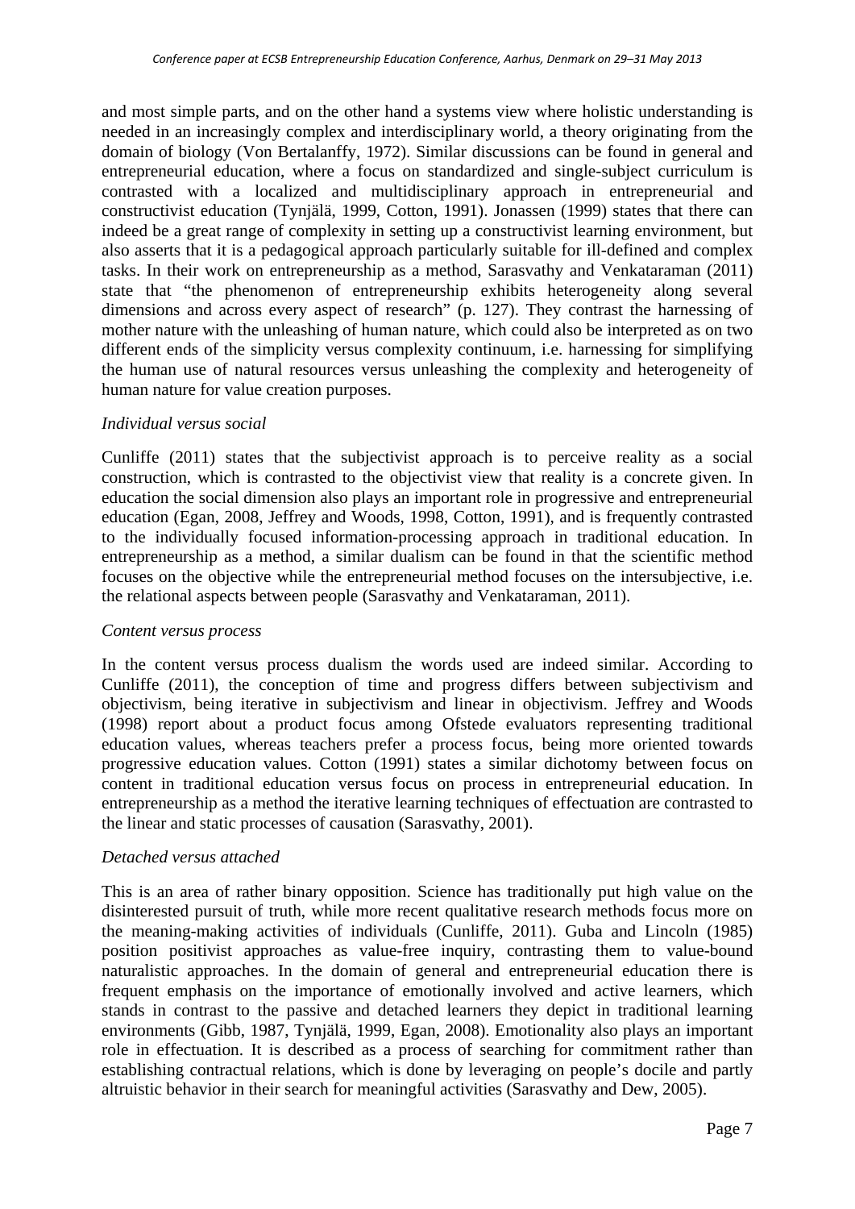and most simple parts, and on the other hand a systems view where holistic understanding is needed in an increasingly complex and interdisciplinary world, a theory originating from the domain of biology (Von Bertalanffy, 1972). Similar discussions can be found in general and entrepreneurial education, where a focus on standardized and single-subject curriculum is contrasted with a localized and multidisciplinary approach in entrepreneurial and constructivist education (Tynjälä, 1999, Cotton, 1991). Jonassen (1999) states that there can indeed be a great range of complexity in setting up a constructivist learning environment, but also asserts that it is a pedagogical approach particularly suitable for ill-defined and complex tasks. In their work on entrepreneurship as a method, Sarasvathy and Venkataraman (2011) state that "the phenomenon of entrepreneurship exhibits heterogeneity along several dimensions and across every aspect of research" (p. 127). They contrast the harnessing of mother nature with the unleashing of human nature, which could also be interpreted as on two different ends of the simplicity versus complexity continuum, i.e. harnessing for simplifying the human use of natural resources versus unleashing the complexity and heterogeneity of human nature for value creation purposes.

*Individual versus social*

Cunliffe (2011) states that the subjectivist approach is to perceive reality as a social construction, which is contrasted to the objectivist view that reality is a concrete given. In education the social dimension also plays an important role in progressive and entrepreneurial education (Egan, 2008, Jeffrey and Woods, 1998, Cotton, 1991), and is frequently contrasted to the individually focused information-processing approach in traditional education. In entrepreneurship as a method, a similar dualism can be found in that the scientific method focuses on the objective while the entrepreneurial method focuses on the intersubjective, i.e. the relational aspects between people (Sarasvathy and Venkataraman, 2011).

*Content versus process*

In the content versus process dualism the words used are indeed similar. According to Cunliffe (2011), the conception of time and progress differs between subjectivism and objectivism, being iterative in subjectivism and linear in objectivism. Jeffrey and Woods (1998) report about a product focus among Ofstede evaluators representing traditional education values, whereas teachers prefer a process focus, being more oriented towards progressive education values. Cotton (1991) states a similar dichotomy between focus on content in traditional education versus focus on process in entrepreneurial education. In entrepreneurship as a method the iterative learning techniques of effectuation are contrasted to the linear and static processes of causation (Sarasvathy, 2001).

*Detached versus attached*

This is an area of rather binary opposition. Science has traditionally put high value on the disinterested pursuit of truth, while more recent qualitative research methods focus more on the meaning-making activities of individuals (Cunliffe, 2011). Guba and Lincoln (1985) position positivist approaches as value-free inquiry, contrasting them to value-bound naturalistic approaches. In the domain of general and entrepreneurial education there is frequent emphasis on the importance of emotionally involved and active learners, which stands in contrast to the passive and detached learners they depict in traditional learning environments (Gibb, 1987, Tynjälä, 1999, Egan, 2008). Emotionality also plays an important role in effectuation. It is described as a process of searching for commitment rather than establishing contractual relations, which is done by leveraging on people's docile and partly altruistic behavior in their search for meaningful activities (Sarasvathy and Dew, 2005).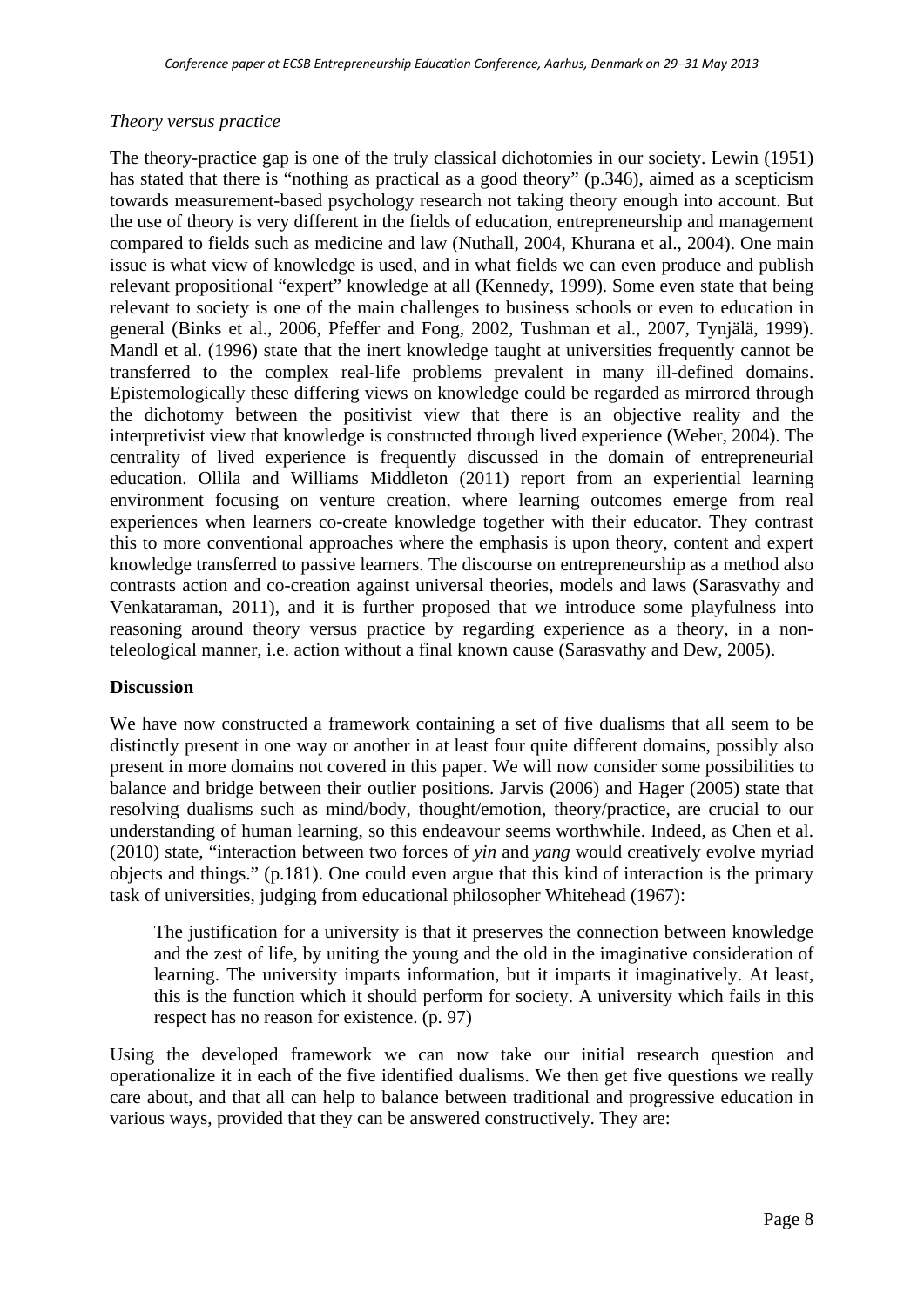*Theory versus practice*

The theory-practice gap is one of the truly classical dichotomies in our society. Lewin (1951) has stated that there is "nothing as practical as a good theory" (p.346), aimed as a scepticism towards measurement-based psychology research not taking theory enough into account. But the use of theory is very different in the fields of education, entrepreneurship and management compared to fields such as medicine and law (Nuthall, 2004, Khurana et al., 2004). One main issue is what view of knowledge is used, and in what fields we can even produce and publish relevant propositional "expert" knowledge at all (Kennedy, 1999). Some even state that being relevant to society is one of the main challenges to business schools or even to education in general (Binks et al., 2006, Pfeffer and Fong, 2002, Tushman et al., 2007, Tynjälä, 1999). Mandl et al. (1996) state that the inert knowledge taught at universities frequently cannot be transferred to the complex real-life problems prevalent in many ill-defined domains. Epistemologically these differing views on knowledge could be regarded as mirrored through the dichotomy between the positivist view that there is an objective reality and the interpretivist view that knowledge is constructed through lived experience (Weber, 2004). The centrality of lived experience is frequently discussed in the domain of entrepreneurial education. Ollila and Williams Middleton (2011) report from an experiential learning environment focusing on venture creation, where learning outcomes emerge from real experiences when learners co-create knowledge together with their educator. They contrast this to more conventional approaches where the emphasis is upon theory, content and expert knowledge transferred to passive learners. The discourse on entrepreneurship as a method also contrasts action and co-creation against universal theories, models and laws (Sarasvathy and Venkataraman, 2011), and it is further proposed that we introduce some playfulness into reasoning around theory versus practice by regarding experience as a theory, in a non-teleological manner, i.e. action without a final known cause (Sarasvathy and Dew, 2005).

**Discussion**

We have now constructed a framework containing a set of five dualisms that all seem to be distinctly present in one way or another in at least four quite different domains, possibly also present in more domains not covered in this paper. We will now consider some possibilities to balance and bridge between their outlier positions. Jarvis (2006) and Hager (2005) state that resolving dualisms such as mind/body, thought/emotion, theory/practice, are crucial to our understanding of human learning, so this endeavour seems worthwhile. Indeed, as Chen et al. (2010) state, "interaction between two forces of *yin* and *yang* would creatively evolve myriad objects and things." (p.181). One could even argue that this kind of interaction is the primary task of universities, judging from educational philosopher Whitehead (1967):

> The justification for a university is that it preserves the connection between knowledge and the zest of life, by uniting the young and the old in the imaginative consideration of learning. The university imparts information, but it imparts it imaginatively. At least, this is the function which it should perform for society. A university which fails in this respect has no reason for existence. (p. 97)

Using the developed framework we can now take our initial research question and operationalize it in each of the five identified dualisms. We then get five questions we really care about, and that all can help to balance between traditional and progressive education in various ways, provided that they can be answered constructively. They are: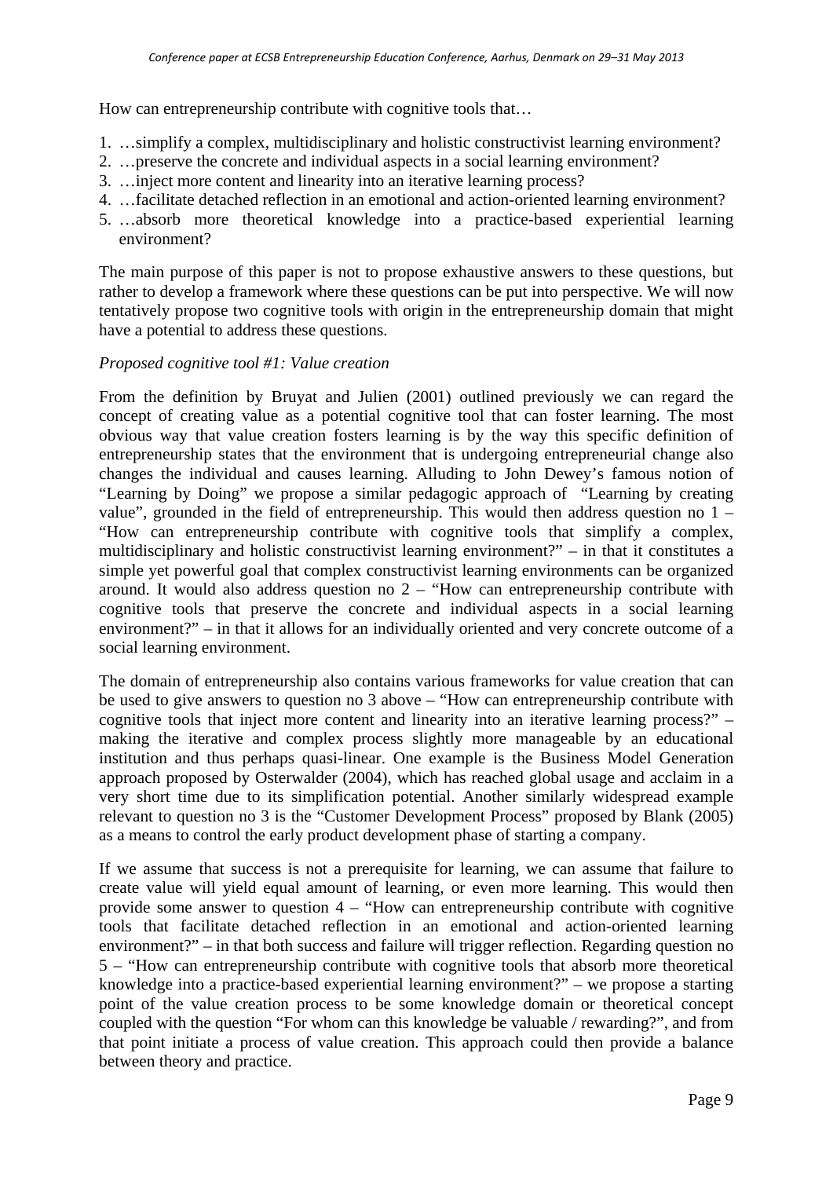How can entrepreneurship contribute with cognitive tools that…

1. …simplify a complex, multidisciplinary and holistic constructivist learning environment?
2. …preserve the concrete and individual aspects in a social learning environment?
3. …inject more content and linearity into an iterative learning process?
4. …facilitate detached reflection in an emotional and action-oriented learning environment?
5. …absorb more theoretical knowledge into a practice-based experiential learning environment?

The main purpose of this paper is not to propose exhaustive answers to these questions, but rather to develop a framework where these questions can be put into perspective. We will now tentatively propose two cognitive tools with origin in the entrepreneurship domain that might have a potential to address these questions.

*Proposed cognitive tool #1: Value creation*

From the definition by Bruyat and Julien (2001) outlined previously we can regard the concept of creating value as a potential cognitive tool that can foster learning. The most obvious way that value creation fosters learning is by the way this specific definition of entrepreneurship states that the environment that is undergoing entrepreneurial change also changes the individual and causes learning. Alluding to John Dewey's famous notion of "Learning by Doing" we propose a similar pedagogic approach of "Learning by creating value", grounded in the field of entrepreneurship. This would then address question no 1 – "How can entrepreneurship contribute with cognitive tools that simplify a complex, multidisciplinary and holistic constructivist learning environment?" – in that it constitutes a simple yet powerful goal that complex constructivist learning environments can be organized around. It would also address question no 2 – "How can entrepreneurship contribute with cognitive tools that preserve the concrete and individual aspects in a social learning environment?" – in that it allows for an individually oriented and very concrete outcome of a social learning environment.

The domain of entrepreneurship also contains various frameworks for value creation that can be used to give answers to question no 3 above – "How can entrepreneurship contribute with cognitive tools that inject more content and linearity into an iterative learning process?" – making the iterative and complex process slightly more manageable by an educational institution and thus perhaps quasi-linear. One example is the Business Model Generation approach proposed by Osterwalder (2004), which has reached global usage and acclaim in a very short time due to its simplification potential. Another similarly widespread example relevant to question no 3 is the "Customer Development Process" proposed by Blank (2005) as a means to control the early product development phase of starting a company.

If we assume that success is not a prerequisite for learning, we can assume that failure to create value will yield equal amount of learning, or even more learning. This would then provide some answer to question 4 – "How can entrepreneurship contribute with cognitive tools that facilitate detached reflection in an emotional and action-oriented learning environment?" – in that both success and failure will trigger reflection. Regarding question no 5 – "How can entrepreneurship contribute with cognitive tools that absorb more theoretical knowledge into a practice-based experiential learning environment?" – we propose a starting point of the value creation process to be some knowledge domain or theoretical concept coupled with the question "For whom can this knowledge be valuable / rewarding?", and from that point initiate a process of value creation. This approach could then provide a balance between theory and practice.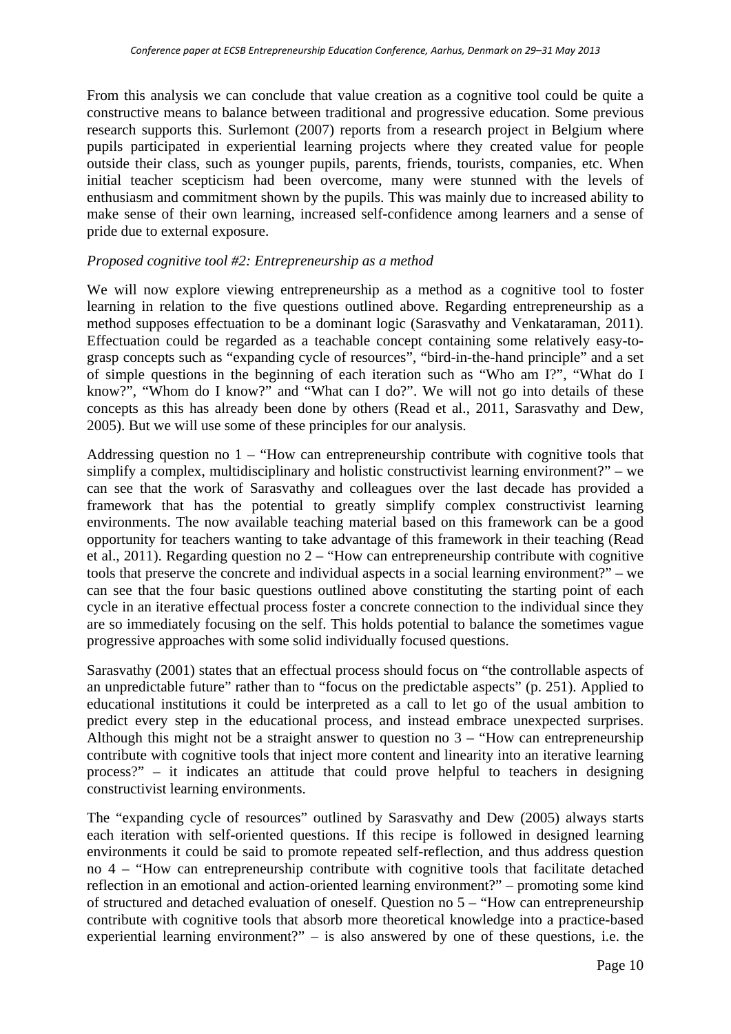From this analysis we can conclude that value creation as a cognitive tool could be quite a constructive means to balance between traditional and progressive education. Some previous research supports this. Surlemont (2007) reports from a research project in Belgium where pupils participated in experiential learning projects where they created value for people outside their class, such as younger pupils, parents, friends, tourists, companies, etc. When initial teacher scepticism had been overcome, many were stunned with the levels of enthusiasm and commitment shown by the pupils. This was mainly due to increased ability to make sense of their own learning, increased self-confidence among learners and a sense of pride due to external exposure.

*Proposed cognitive tool #2: Entrepreneurship as a method*

We will now explore viewing entrepreneurship as a method as a cognitive tool to foster learning in relation to the five questions outlined above. Regarding entrepreneurship as a method supposes effectuation to be a dominant logic (Sarasvathy and Venkataraman, 2011). Effectuation could be regarded as a teachable concept containing some relatively easy-to-grasp concepts such as "expanding cycle of resources", "bird-in-the-hand principle" and a set of simple questions in the beginning of each iteration such as "Who am I?", "What do I know?", "Whom do I know?" and "What can I do?". We will not go into details of these concepts as this has already been done by others (Read et al., 2011, Sarasvathy and Dew, 2005). But we will use some of these principles for our analysis.

Addressing question no 1 – "How can entrepreneurship contribute with cognitive tools that simplify a complex, multidisciplinary and holistic constructivist learning environment?" – we can see that the work of Sarasvathy and colleagues over the last decade has provided a framework that has the potential to greatly simplify complex constructivist learning environments. The now available teaching material based on this framework can be a good opportunity for teachers wanting to take advantage of this framework in their teaching (Read et al., 2011). Regarding question no 2 – "How can entrepreneurship contribute with cognitive tools that preserve the concrete and individual aspects in a social learning environment?" – we can see that the four basic questions outlined above constituting the starting point of each cycle in an iterative effectual process foster a concrete connection to the individual since they are so immediately focusing on the self. This holds potential to balance the sometimes vague progressive approaches with some solid individually focused questions.

Sarasvathy (2001) states that an effectual process should focus on "the controllable aspects of an unpredictable future" rather than to "focus on the predictable aspects" (p. 251). Applied to educational institutions it could be interpreted as a call to let go of the usual ambition to predict every step in the educational process, and instead embrace unexpected surprises. Although this might not be a straight answer to question no 3 – "How can entrepreneurship contribute with cognitive tools that inject more content and linearity into an iterative learning process?" – it indicates an attitude that could prove helpful to teachers in designing constructivist learning environments.

The "expanding cycle of resources" outlined by Sarasvathy and Dew (2005) always starts each iteration with self-oriented questions. If this recipe is followed in designed learning environments it could be said to promote repeated self-reflection, and thus address question no 4 – "How can entrepreneurship contribute with cognitive tools that facilitate detached reflection in an emotional and action-oriented learning environment?" – promoting some kind of structured and detached evaluation of oneself. Question no 5 – "How can entrepreneurship contribute with cognitive tools that absorb more theoretical knowledge into a practice-based experiential learning environment?" – is also answered by one of these questions, i.e. the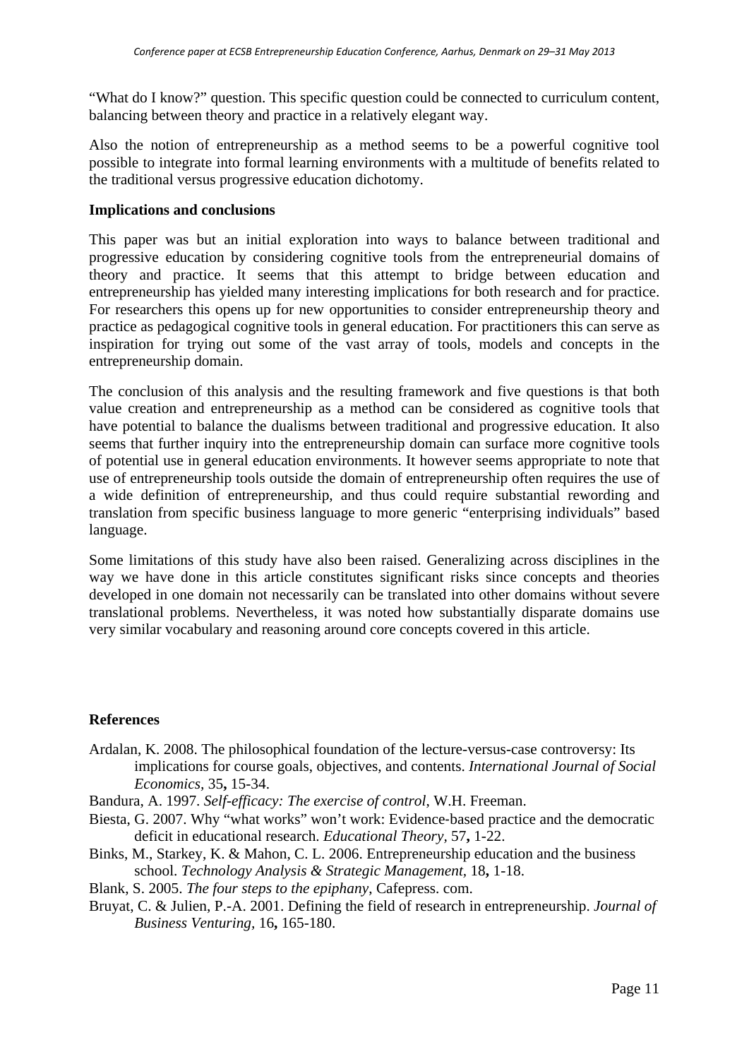"What do I know?" question. This specific question could be connected to curriculum content, balancing between theory and practice in a relatively elegant way.

Also the notion of entrepreneurship as a method seems to be a powerful cognitive tool possible to integrate into formal learning environments with a multitude of benefits related to the traditional versus progressive education dichotomy.

**Implications and conclusions**

This paper was but an initial exploration into ways to balance between traditional and progressive education by considering cognitive tools from the entrepreneurial domains of theory and practice. It seems that this attempt to bridge between education and entrepreneurship has yielded many interesting implications for both research and for practice. For researchers this opens up for new opportunities to consider entrepreneurship theory and practice as pedagogical cognitive tools in general education. For practitioners this can serve as inspiration for trying out some of the vast array of tools, models and concepts in the entrepreneurship domain.

The conclusion of this analysis and the resulting framework and five questions is that both value creation and entrepreneurship as a method can be considered as cognitive tools that have potential to balance the dualisms between traditional and progressive education. It also seems that further inquiry into the entrepreneurship domain can surface more cognitive tools of potential use in general education environments. It however seems appropriate to note that use of entrepreneurship tools outside the domain of entrepreneurship often requires the use of a wide definition of entrepreneurship, and thus could require substantial rewording and translation from specific business language to more generic "enterprising individuals" based language.

Some limitations of this study have also been raised. Generalizing across disciplines in the way we have done in this article constitutes significant risks since concepts and theories developed in one domain not necessarily can be translated into other domains without severe translational problems. Nevertheless, it was noted how substantially disparate domains use very similar vocabulary and reasoning around core concepts covered in this article.

**References**

Ardalan, K. 2008. The philosophical foundation of the lecture-versus-case controversy: Its implications for course goals, objectives, and contents. *International Journal of Social Economics,* 35**,** 15-34.

Bandura, A. 1997. *Self-efficacy: The exercise of control*, W.H. Freeman.

Biesta, G. 2007. Why "what works" won't work: Evidence-based practice and the democratic deficit in educational research. *Educational Theory,* 57**,** 1-22.

Binks, M., Starkey, K. & Mahon, C. L. 2006. Entrepreneurship education and the business school. *Technology Analysis & Strategic Management,* 18**,** 1-18.

Blank, S. 2005. *The four steps to the epiphany*, Cafepress. com.

Bruyat, C. & Julien, P.-A. 2001. Defining the field of research in entrepreneurship. *Journal of Business Venturing,* 16**,** 165-180.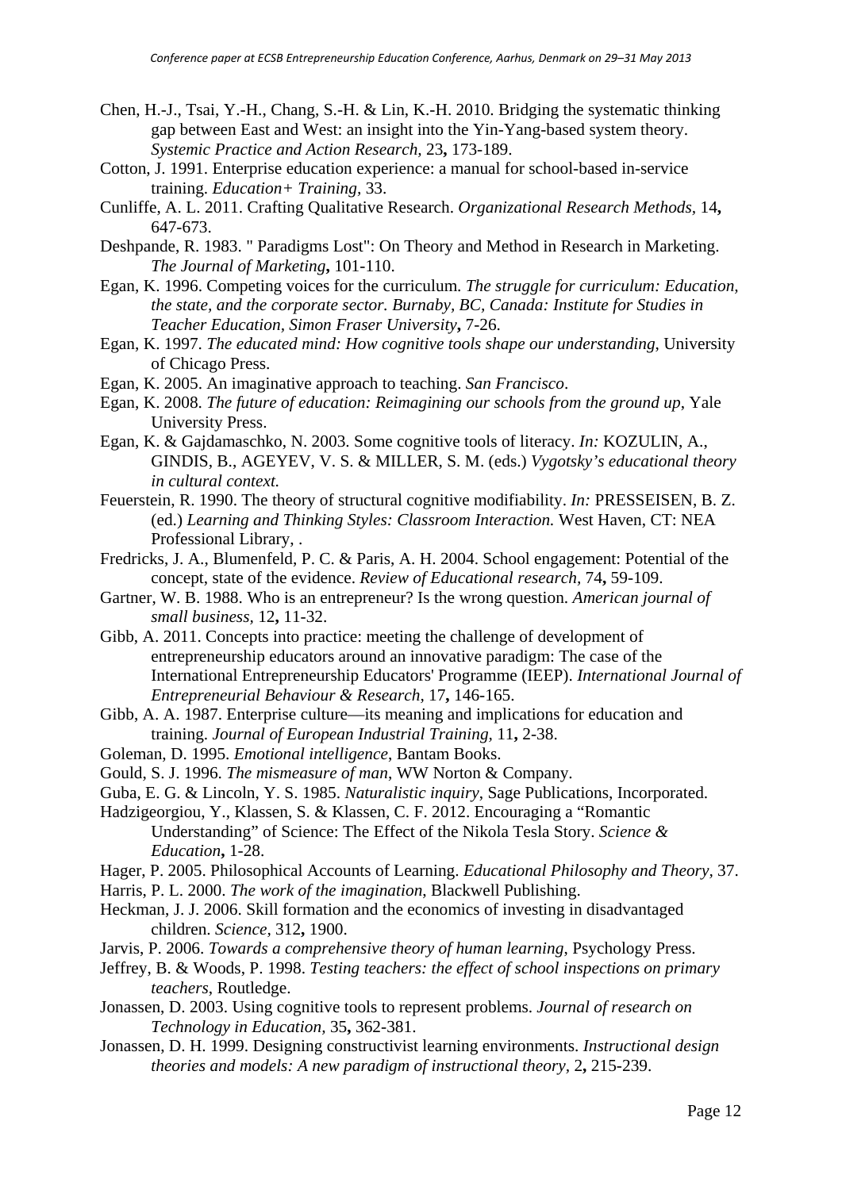Chen, H.-J., Tsai, Y.-H., Chang, S.-H. & Lin, K.-H. 2010. Bridging the systematic thinking gap between East and West: an insight into the Yin-Yang-based system theory. *Systemic Practice and Action Research,* 23**,** 173-189.

Cotton, J. 1991. Enterprise education experience: a manual for school-based in-service training. *Education+ Training,* 33.

Cunliffe, A. L. 2011. Crafting Qualitative Research. *Organizational Research Methods,* 14**,** 647-673.

Deshpande, R. 1983. " Paradigms Lost": On Theory and Method in Research in Marketing. *The Journal of Marketing***,** 101-110.

Egan, K. 1996. Competing voices for the curriculum. *The struggle for curriculum: Education, the state, and the corporate sector. Burnaby, BC, Canada: Institute for Studies in Teacher Education, Simon Fraser University***,** 7-26.

Egan, K. 1997. *The educated mind: How cognitive tools shape our understanding*, University of Chicago Press.

Egan, K. 2005. An imaginative approach to teaching. *San Francisco*.

Egan, K. 2008. *The future of education: Reimagining our schools from the ground up*, Yale University Press.

Egan, K. & Gajdamaschko, N. 2003. Some cognitive tools of literacy. *In:* KOZULIN, A., GINDIS, B., AGEYEV, V. S. & MILLER, S. M. (eds.) *Vygotsky's educational theory in cultural context.*

Feuerstein, R. 1990. The theory of structural cognitive modifiability. *In:* PRESSEISEN, B. Z. (ed.) *Learning and Thinking Styles: Classroom Interaction.* West Haven, CT: NEA Professional Library, .

Fredricks, J. A., Blumenfeld, P. C. & Paris, A. H. 2004. School engagement: Potential of the concept, state of the evidence. *Review of Educational research,* 74**,** 59-109.

Gartner, W. B. 1988. Who is an entrepreneur? Is the wrong question. *American journal of small business,* 12**,** 11-32.

Gibb, A. 2011. Concepts into practice: meeting the challenge of development of entrepreneurship educators around an innovative paradigm: The case of the International Entrepreneurship Educators' Programme (IEEP). *International Journal of Entrepreneurial Behaviour & Research,* 17**,** 146-165.

Gibb, A. A. 1987. Enterprise culture—its meaning and implications for education and training. *Journal of European Industrial Training,* 11**,** 2-38.

Goleman, D. 1995. *Emotional intelligence*, Bantam Books.

Gould, S. J. 1996. *The mismeasure of man*, WW Norton & Company.

Guba, E. G. & Lincoln, Y. S. 1985. *Naturalistic inquiry*, Sage Publications, Incorporated.

Hadzigeorgiou, Y., Klassen, S. & Klassen, C. F. 2012. Encouraging a "Romantic Understanding" of Science: The Effect of the Nikola Tesla Story. *Science & Education***,** 1-28.

Hager, P. 2005. Philosophical Accounts of Learning. *Educational Philosophy and Theory,* 37.

Harris, P. L. 2000. *The work of the imagination*, Blackwell Publishing.

Heckman, J. J. 2006. Skill formation and the economics of investing in disadvantaged children. *Science,* 312**,** 1900.

Jarvis, P. 2006. *Towards a comprehensive theory of human learning*, Psychology Press.

Jeffrey, B. & Woods, P. 1998. *Testing teachers: the effect of school inspections on primary teachers*, Routledge.

Jonassen, D. 2003. Using cognitive tools to represent problems. *Journal of research on Technology in Education,* 35**,** 362-381.

Jonassen, D. H. 1999. Designing constructivist learning environments. *Instructional design theories and models: A new paradigm of instructional theory,* 2**,** 215-239.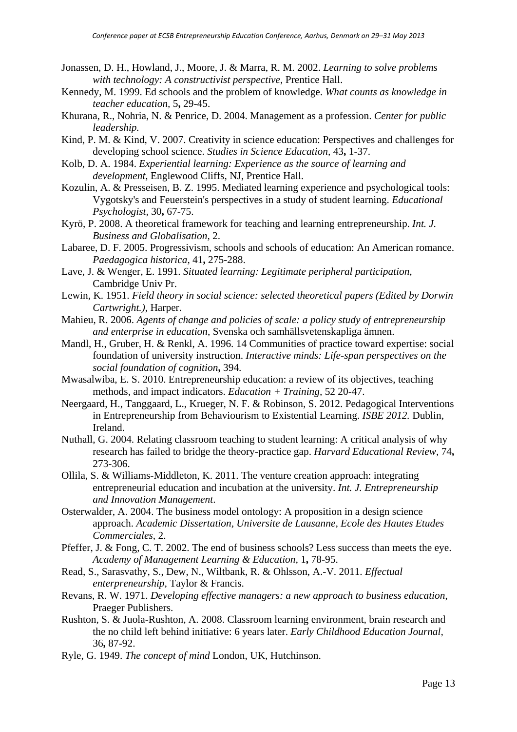Jonassen, D. H., Howland, J., Moore, J. & Marra, R. M. 2002. *Learning to solve problems with technology: A constructivist perspective*, Prentice Hall.

Kennedy, M. 1999. Ed schools and the problem of knowledge. *What counts as knowledge in teacher education,* 5**,** 29-45.

Khurana, R., Nohria, N. & Penrice, D. 2004. Management as a profession. *Center for public leadership.*

Kind, P. M. & Kind, V. 2007. Creativity in science education: Perspectives and challenges for developing school science. *Studies in Science Education,* 43**,** 1-37.

Kolb, D. A. 1984. *Experiential learning: Experience as the source of learning and development,* Englewood Cliffs, NJ, Prentice Hall.

Kozulin, A. & Presseisen, B. Z. 1995. Mediated learning experience and psychological tools: Vygotsky's and Feuerstein's perspectives in a study of student learning. *Educational Psychologist,* 30**,** 67-75.

Kyrö, P. 2008. A theoretical framework for teaching and learning entrepreneurship. *Int. J. Business and Globalisation,* 2.

Labaree, D. F. 2005. Progressivism, schools and schools of education: An American romance. *Paedagogica historica,* 41**,** 275-288.

Lave, J. & Wenger, E. 1991. *Situated learning: Legitimate peripheral participation,* Cambridge Univ Pr.

Lewin, K. 1951. *Field theory in social science: selected theoretical papers (Edited by Dorwin Cartwright.)*, Harper.

Mahieu, R. 2006. *Agents of change and policies of scale: a policy study of entrepreneurship and enterprise in education,* Svenska och samhällsvetenskapliga ämnen.

Mandl, H., Gruber, H. & Renkl, A. 1996. 14 Communities of practice toward expertise: social foundation of university instruction. *Interactive minds: Life-span perspectives on the social foundation of cognition***,** 394.

Mwasalwiba, E. S. 2010. Entrepreneurship education: a review of its objectives, teaching methods, and impact indicators. *Education + Training,* 52 20-47.

Neergaard, H., Tanggaard, L., Krueger, N. F. & Robinson, S. 2012. Pedagogical Interventions in Entrepreneurship from Behaviourism to Existential Learning. *ISBE 2012.* Dublin, Ireland.

Nuthall, G. 2004. Relating classroom teaching to student learning: A critical analysis of why research has failed to bridge the theory-practice gap. *Harvard Educational Review,* 74**,** 273-306.

Ollila, S. & Williams-Middleton, K. 2011. The venture creation approach: integrating entrepreneurial education and incubation at the university. *Int. J. Entrepreneurship and Innovation Management*.

Osterwalder, A. 2004. The business model ontology: A proposition in a design science approach. *Academic Dissertation, Universite de Lausanne, Ecole des Hautes Etudes Commerciales,* 2.

Pfeffer, J. & Fong, C. T. 2002. The end of business schools? Less success than meets the eye. *Academy of Management Learning & Education,* 1**,** 78-95.

Read, S., Sarasvathy, S., Dew, N., Wiltbank, R. & Ohlsson, A.-V. 2011. *Effectual enterpreneurship,* Taylor & Francis.

Revans, R. W. 1971. *Developing effective managers: a new approach to business education*, Praeger Publishers.

Rushton, S. & Juola-Rushton, A. 2008. Classroom learning environment, brain research and the no child left behind initiative: 6 years later. *Early Childhood Education Journal,* 36**,** 87-92.

Ryle, G. 1949. *The concept of mind* London, UK, Hutchinson.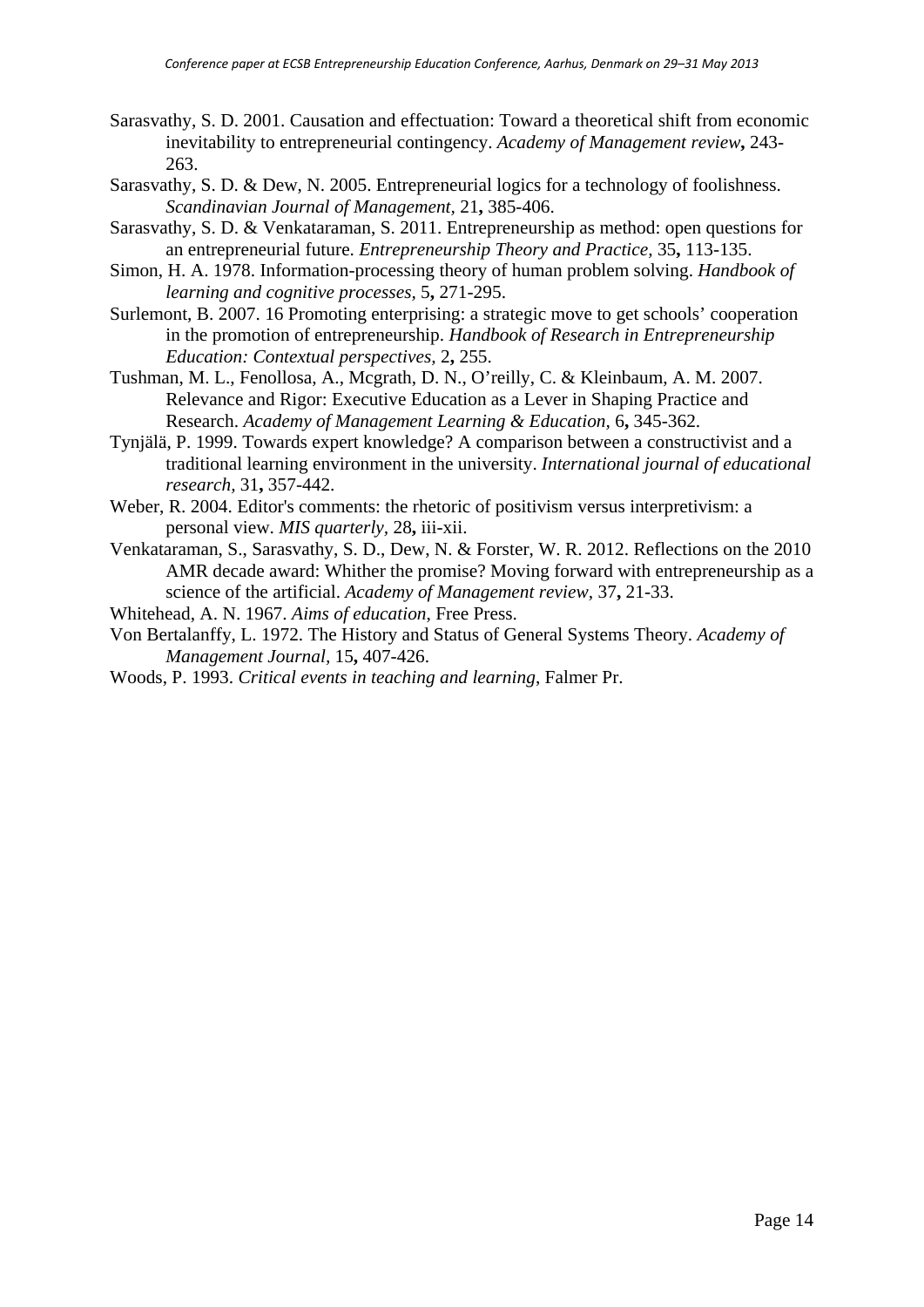Sarasvathy, S. D. 2001. Causation and effectuation: Toward a theoretical shift from economic inevitability to entrepreneurial contingency. *Academy of Management review*, 243-263.

Sarasvathy, S. D. & Dew, N. 2005. Entrepreneurial logics for a technology of foolishness. *Scandinavian Journal of Management*, 21, 385-406.

Sarasvathy, S. D. & Venkataraman, S. 2011. Entrepreneurship as method: open questions for an entrepreneurial future. *Entrepreneurship Theory and Practice*, 35, 113-135.

Simon, H. A. 1978. Information-processing theory of human problem solving. *Handbook of learning and cognitive processes*, 5, 271-295.

Surlemont, B. 2007. 16 Promoting enterprising: a strategic move to get schools' cooperation in the promotion of entrepreneurship. *Handbook of Research in Entrepreneurship Education: Contextual perspectives*, 2, 255.

Tushman, M. L., Fenollosa, A., Mcgrath, D. N., O'reilly, C. & Kleinbaum, A. M. 2007. Relevance and Rigor: Executive Education as a Lever in Shaping Practice and Research. *Academy of Management Learning & Education*, 6, 345-362.

Tynjälä, P. 1999. Towards expert knowledge? A comparison between a constructivist and a traditional learning environment in the university. *International journal of educational research*, 31, 357-442.

Weber, R. 2004. Editor's comments: the rhetoric of positivism versus interpretivism: a personal view. *MIS quarterly*, 28, iii-xii.

Venkataraman, S., Sarasvathy, S. D., Dew, N. & Forster, W. R. 2012. Reflections on the 2010 AMR decade award: Whither the promise? Moving forward with entrepreneurship as a science of the artificial. *Academy of Management review*, 37, 21-33.

Whitehead, A. N. 1967. *Aims of education*, Free Press.

Von Bertalanffy, L. 1972. The History and Status of General Systems Theory. *Academy of Management Journal*, 15, 407-426.

Woods, P. 1993. *Critical events in teaching and learning*, Falmer Pr.